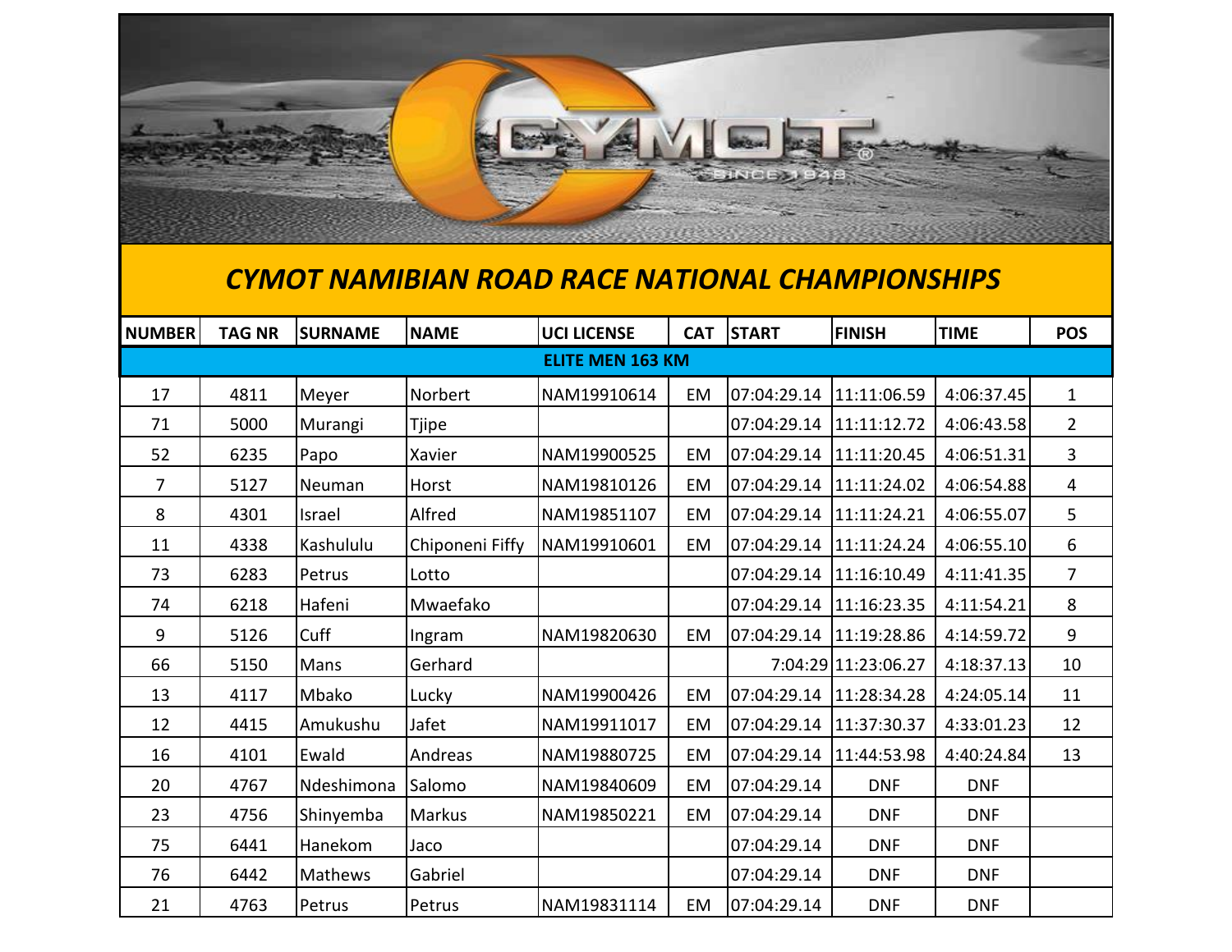# CYMOT NAMIBIAN ROAD RACE NATIONAL CHAMPIONSHIPS

| NUMBER | TAG NR | SURNAME | NAME | UCI LICENSE | CAT | START | FINISH | TIME | POS |
|---|---|---|---|---|---|---|---|---|---|
| **ELITE MEN 163 KM** | | | | | | | | | |
| 17 | 4811 | Meyer | Norbert | NAM19910614 | EM | 07:04:29.14 | 11:11:06.59 | 4:06:37.45 | 1 |
| 71 | 5000 | Murangi | Tjipe | | | 07:04:29.14 | 11:11:12.72 | 4:06:43.58 | 2 |
| 52 | 6235 | Papo | Xavier | NAM19900525 | EM | 07:04:29.14 | 11:11:20.45 | 4:06:51.31 | 3 |
| 7 | 5127 | Neuman | Horst | NAM19810126 | EM | 07:04:29.14 | 11:11:24.02 | 4:06:54.88 | 4 |
| 8 | 4301 | Israel | Alfred | NAM19851107 | EM | 07:04:29.14 | 11:11:24.21 | 4:06:55.07 | 5 |
| 11 | 4338 | Kashululu | Chiponeni Fiffy | NAM19910601 | EM | 07:04:29.14 | 11:11:24.24 | 4:06:55.10 | 6 |
| 73 | 6283 | Petrus | Lotto | | | 07:04:29.14 | 11:16:10.49 | 4:11:41.35 | 7 |
| 74 | 6218 | Hafeni | Mwaefako | | | 07:04:29.14 | 11:16:23.35 | 4:11:54.21 | 8 |
| 9 | 5126 | Cuff | Ingram | NAM19820630 | EM | 07:04:29.14 | 11:19:28.86 | 4:14:59.72 | 9 |
| 66 | 5150 | Mans | Gerhard | | | 7:04:29 | 11:23:06.27 | 4:18:37.13 | 10 |
| 13 | 4117 | Mbako | Lucky | NAM19900426 | EM | 07:04:29.14 | 11:28:34.28 | 4:24:05.14 | 11 |
| 12 | 4415 | Amukushu | Jafet | NAM19911017 | EM | 07:04:29.14 | 11:37:30.37 | 4:33:01.23 | 12 |
| 16 | 4101 | Ewald | Andreas | NAM19880725 | EM | 07:04:29.14 | 11:44:53.98 | 4:40:24.84 | 13 |
| 20 | 4767 | Ndeshimona | Salomo | NAM19840609 | EM | 07:04:29.14 | DNF | DNF | |
| 23 | 4756 | Shinyemba | Markus | NAM19850221 | EM | 07:04:29.14 | DNF | DNF | |
| 75 | 6441 | Hanekom | Jaco | | | 07:04:29.14 | DNF | DNF | |
| 76 | 6442 | Mathews | Gabriel | | | 07:04:29.14 | DNF | DNF | |
| 21 | 4763 | Petrus | Petrus | NAM19831114 | EM | 07:04:29.14 | DNF | DNF | |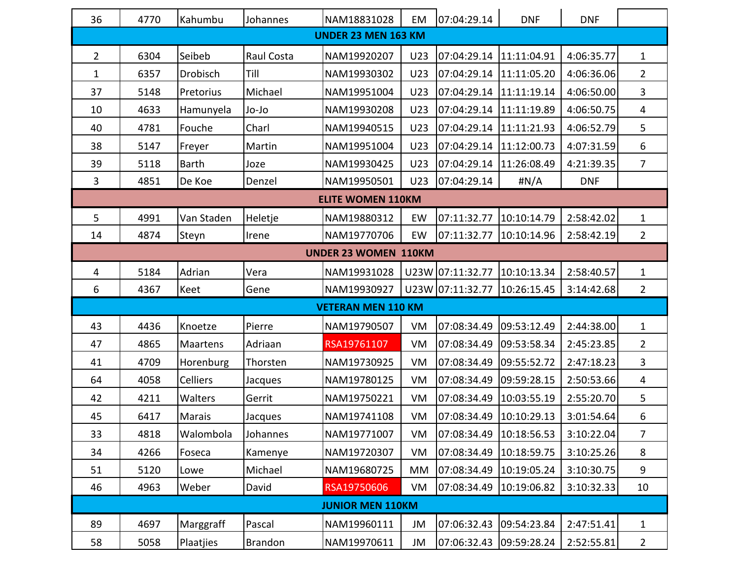| | | | | | | | | | |
|---|---|---|---|---|---|---|---|---|---|
| 36 | 4770 | Kahumbu | Johannes | NAM18831028 | EM | 07:04:29.14 | DNF | DNF | |
| **UNDER 23 MEN 163 KM** | | | | | | | | | |
| 2 | 6304 | Seibeb | Raul Costa | NAM19920207 | U23 | 07:04:29.14 | 11:11:04.91 | 4:06:35.77 | 1 |
| 1 | 6357 | Drobisch | Till | NAM19930302 | U23 | 07:04:29.14 | 11:11:05.20 | 4:06:36.06 | 2 |
| 37 | 5148 | Pretorius | Michael | NAM19951004 | U23 | 07:04:29.14 | 11:11:19.14 | 4:06:50.00 | 3 |
| 10 | 4633 | Hamunyela | Jo-Jo | NAM19930208 | U23 | 07:04:29.14 | 11:11:19.89 | 4:06:50.75 | 4 |
| 40 | 4781 | Fouche | Charl | NAM19940515 | U23 | 07:04:29.14 | 11:11:21.93 | 4:06:52.79 | 5 |
| 38 | 5147 | Freyer | Martin | NAM19951004 | U23 | 07:04:29.14 | 11:12:00.73 | 4:07:31.59 | 6 |
| 39 | 5118 | Barth | Joze | NAM19930425 | U23 | 07:04:29.14 | 11:26:08.49 | 4:21:39.35 | 7 |
| 3 | 4851 | De Koe | Denzel | NAM19950501 | U23 | 07:04:29.14 | #N/A | DNF | |
| **ELITE WOMEN 110KM** | | | | | | | | | |
| 5 | 4991 | Van Staden | Heletje | NAM19880312 | EW | 07:11:32.77 | 10:10:14.79 | 2:58:42.02 | 1 |
| 14 | 4874 | Steyn | Irene | NAM19770706 | EW | 07:11:32.77 | 10:10:14.96 | 2:58:42.19 | 2 |
| **UNDER 23 WOMEN 110KM** | | | | | | | | | |
| 4 | 5184 | Adrian | Vera | NAM19931028 | U23W | 07:11:32.77 | 10:10:13.34 | 2:58:40.57 | 1 |
| 6 | 4367 | Keet | Gene | NAM19930927 | U23W | 07:11:32.77 | 10:26:15.45 | 3:14:42.68 | 2 |
| **VETERAN MEN 110 KM** | | | | | | | | | |
| 43 | 4436 | Knoetze | Pierre | NAM19790507 | VM | 07:08:34.49 | 09:53:12.49 | 2:44:38.00 | 1 |
| 47 | 4865 | Maartens | Adriaan | RSA19761107 | VM | 07:08:34.49 | 09:53:58.34 | 2:45:23.85 | 2 |
| 41 | 4709 | Horenburg | Thorsten | NAM19730925 | VM | 07:08:34.49 | 09:55:52.72 | 2:47:18.23 | 3 |
| 64 | 4058 | Celliers | Jacques | NAM19780125 | VM | 07:08:34.49 | 09:59:28.15 | 2:50:53.66 | 4 |
| 42 | 4211 | Walters | Gerrit | NAM19750221 | VM | 07:08:34.49 | 10:03:55.19 | 2:55:20.70 | 5 |
| 45 | 6417 | Marais | Jacques | NAM19741108 | VM | 07:08:34.49 | 10:10:29.13 | 3:01:54.64 | 6 |
| 33 | 4818 | Walombola | Johannes | NAM19771007 | VM | 07:08:34.49 | 10:18:56.53 | 3:10:22.04 | 7 |
| 34 | 4266 | Foseca | Kamenye | NAM19720307 | VM | 07:08:34.49 | 10:18:59.75 | 3:10:25.26 | 8 |
| 51 | 5120 | Lowe | Michael | NAM19680725 | MM | 07:08:34.49 | 10:19:05.24 | 3:10:30.75 | 9 |
| 46 | 4963 | Weber | David | RSA19750606 | VM | 07:08:34.49 | 10:19:06.82 | 3:10:32.33 | 10 |
| **JUNIOR MEN 110KM** | | | | | | | | | |
| 89 | 4697 | Marggraff | Pascal | NAM19960111 | JM | 07:06:32.43 | 09:54:23.84 | 2:47:51.41 | 1 |
| 58 | 5058 | Plaatjies | Brandon | NAM19970611 | JM | 07:06:32.43 | 09:59:28.24 | 2:52:55.81 | 2 |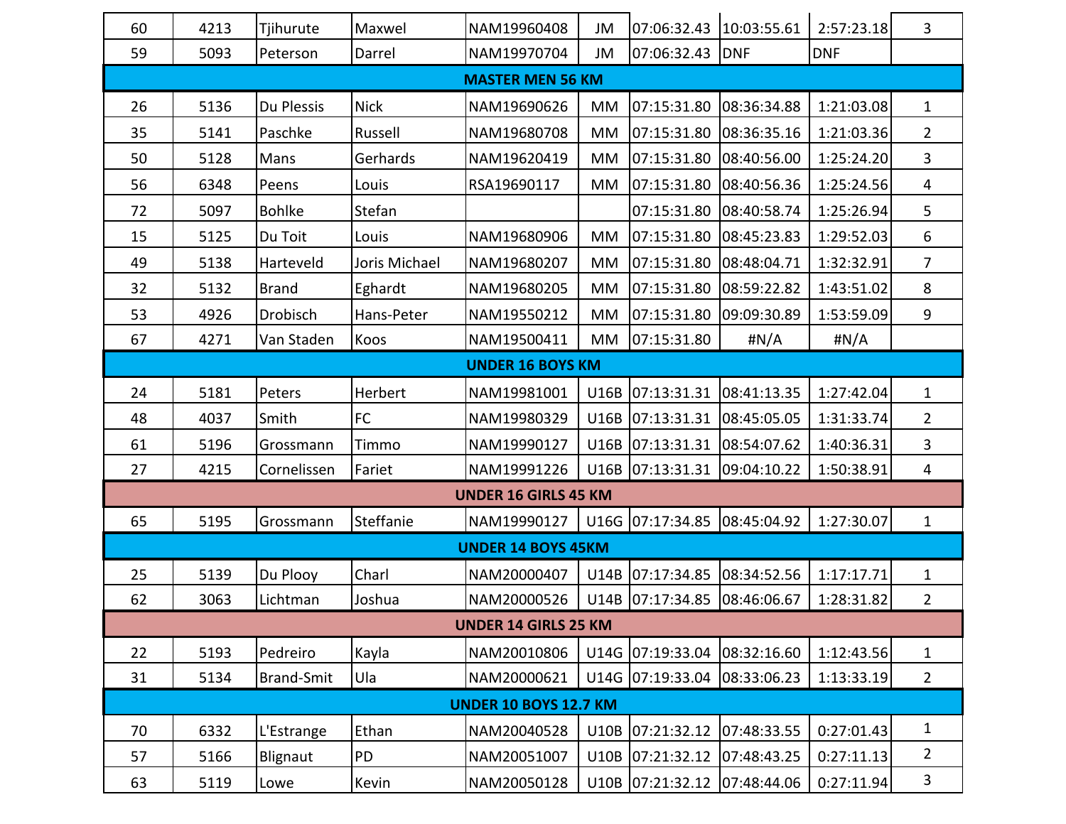| | | | | | | | | | |
|---|---|---|---|---|---|---|---|---|---|
| 60 | 4213 | Tjihurute | Maxwel | NAM19960408 | JM | 07:06:32.43 | 10:03:55.61 | 2:57:23.18 | 3 |
| 59 | 5093 | Peterson | Darrel | NAM19970704 | JM | 07:06:32.43 | DNF | DNF | |
| **MASTER MEN 56 KM** | | | | | | | | | |
| 26 | 5136 | Du Plessis | Nick | NAM19690626 | MM | 07:15:31.80 | 08:36:34.88 | 1:21:03.08 | 1 |
| 35 | 5141 | Paschke | Russell | NAM19680708 | MM | 07:15:31.80 | 08:36:35.16 | 1:21:03.36 | 2 |
| 50 | 5128 | Mans | Gerhards | NAM19620419 | MM | 07:15:31.80 | 08:40:56.00 | 1:25:24.20 | 3 |
| 56 | 6348 | Peens | Louis | RSA19690117 | MM | 07:15:31.80 | 08:40:56.36 | 1:25:24.56 | 4 |
| 72 | 5097 | Bohlke | Stefan | | | 07:15:31.80 | 08:40:58.74 | 1:25:26.94 | 5 |
| 15 | 5125 | Du Toit | Louis | NAM19680906 | MM | 07:15:31.80 | 08:45:23.83 | 1:29:52.03 | 6 |
| 49 | 5138 | Harteveld | Joris Michael | NAM19680207 | MM | 07:15:31.80 | 08:48:04.71 | 1:32:32.91 | 7 |
| 32 | 5132 | Brand | Eghardt | NAM19680205 | MM | 07:15:31.80 | 08:59:22.82 | 1:43:51.02 | 8 |
| 53 | 4926 | Drobisch | Hans-Peter | NAM19550212 | MM | 07:15:31.80 | 09:09:30.89 | 1:53:59.09 | 9 |
| 67 | 4271 | Van Staden | Koos | NAM19500411 | MM | 07:15:31.80 | #N/A | #N/A | |
| **UNDER 16 BOYS KM** | | | | | | | | | |
| 24 | 5181 | Peters | Herbert | NAM19981001 | U16B | 07:13:31.31 | 08:41:13.35 | 1:27:42.04 | 1 |
| 48 | 4037 | Smith | FC | NAM19980329 | U16B | 07:13:31.31 | 08:45:05.05 | 1:31:33.74 | 2 |
| 61 | 5196 | Grossmann | Timmo | NAM19990127 | U16B | 07:13:31.31 | 08:54:07.62 | 1:40:36.31 | 3 |
| 27 | 4215 | Cornelissen | Fariet | NAM19991226 | U16B | 07:13:31.31 | 09:04:10.22 | 1:50:38.91 | 4 |
| **UNDER 16 GIRLS 45 KM** | | | | | | | | | |
| 65 | 5195 | Grossmann | Steffanie | NAM19990127 | U16G | 07:17:34.85 | 08:45:04.92 | 1:27:30.07 | 1 |
| **UNDER 14 BOYS 45KM** | | | | | | | | | |
| 25 | 5139 | Du Plooy | Charl | NAM20000407 | U14B | 07:17:34.85 | 08:34:52.56 | 1:17:17.71 | 1 |
| 62 | 3063 | Lichtman | Joshua | NAM20000526 | U14B | 07:17:34.85 | 08:46:06.67 | 1:28:31.82 | 2 |
| **UNDER 14 GIRLS 25 KM** | | | | | | | | | |
| 22 | 5193 | Pedreiro | Kayla | NAM20010806 | U14G | 07:19:33.04 | 08:32:16.60 | 1:12:43.56 | 1 |
| 31 | 5134 | Brand-Smit | Ula | NAM20000621 | U14G | 07:19:33.04 | 08:33:06.23 | 1:13:33.19 | 2 |
| **UNDER 10 BOYS 12.7 KM** | | | | | | | | | |
| 70 | 6332 | L'Estrange | Ethan | NAM20040528 | U10B | 07:21:32.12 | 07:48:33.55 | 0:27:01.43 | 1 |
| 57 | 5166 | Blignaut | PD | NAM20051007 | U10B | 07:21:32.12 | 07:48:43.25 | 0:27:11.13 | 2 |
| 63 | 5119 | Lowe | Kevin | NAM20050128 | U10B | 07:21:32.12 | 07:48:44.06 | 0:27:11.94 | 3 |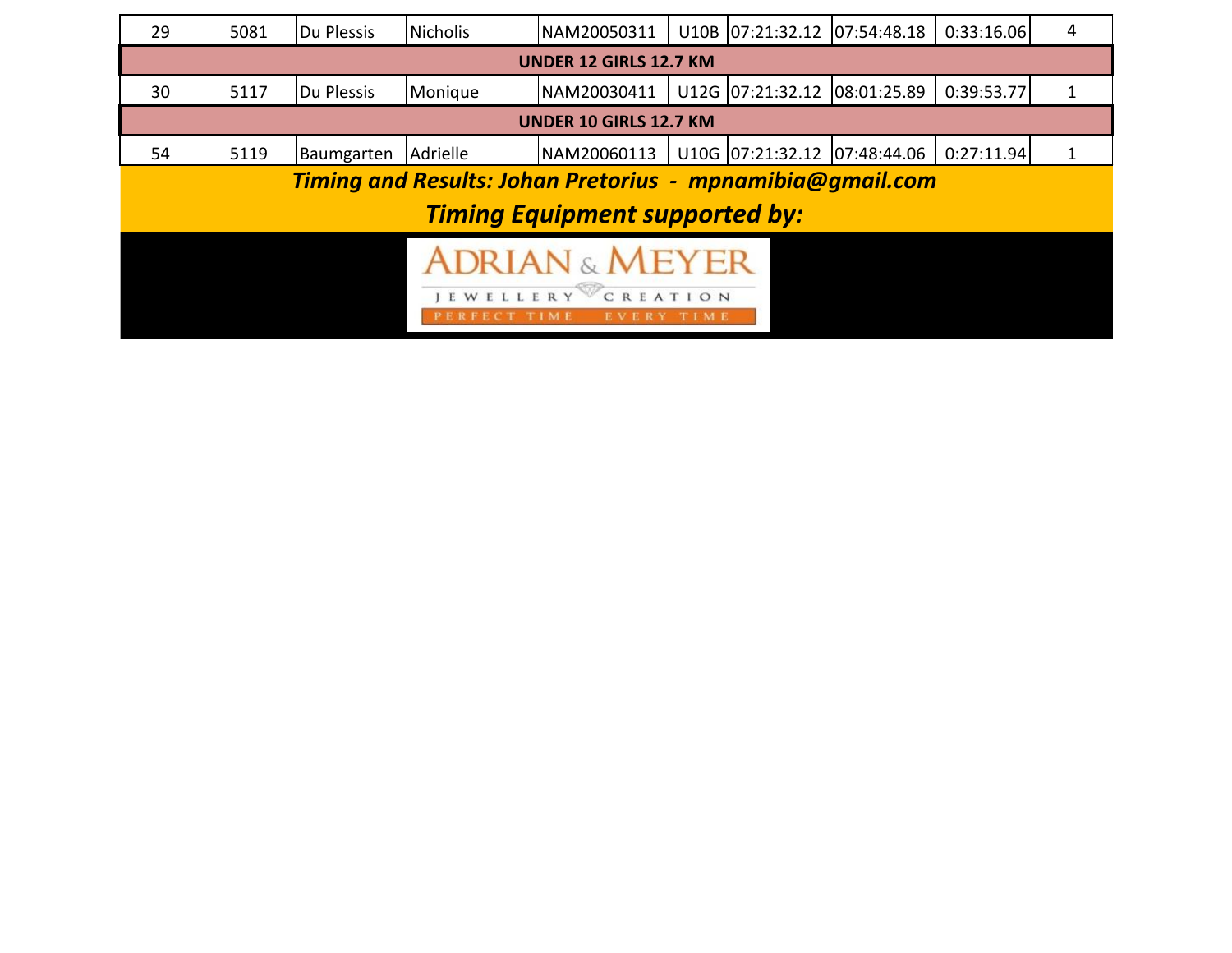| | | | | | | | | | |
|---|---|---|---|---|---|---|---|---|---|
| 29 | 5081 | Du Plessis | Nicholis | NAM20050311 | U10B | 07:21:32.12 | 07:54:48.18 | 0:33:16.06 | 4 |
| **UNDER 12 GIRLS 12.7 KM** | | | | | | | | | |
| 30 | 5117 | Du Plessis | Monique | NAM20030411 | U12G | 07:21:32.12 | 08:01:25.89 | 0:39:53.77 | 1 |
| **UNDER 10 GIRLS 12.7 KM** | | | | | | | | | |
| 54 | 5119 | Baumgarten | Adrielle | NAM20060113 | U10G | 07:21:32.12 | 07:48:44.06 | 0:27:11.94 | 1 |

***Timing and Results: Johan Pretorius - mpnamibia@gmail.com***

***Timing Equipment supported by:***

ADRIAN & MEYER

JEWELLERY CREATION

PERFECT TIME EVERY TIME